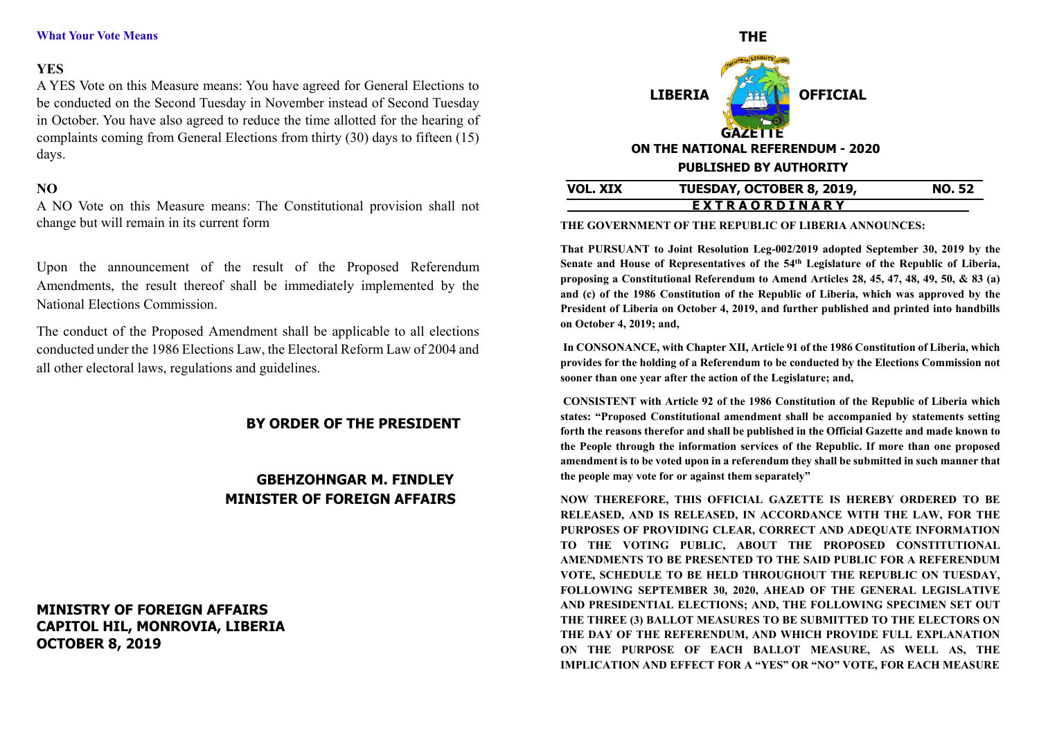**What Your Vote Means**

**YES**

A YES Vote on this Measure means: You have agreed for General Elections to be conducted on the Second Tuesday in November instead of Second Tuesday in October. You have also agreed to reduce the time allotted for the hearing of complaints coming from General Elections from thirty (30) days to fifteen (15) days.

**NO**

A NO Vote on this Measure means: The Constitutional provision shall not change but will remain in its current form

Upon the announcement of the result of the Proposed Referendum Amendments, the result thereof shall be immediately implemented by the National Elections Commission.

The conduct of the Proposed Amendment shall be applicable to all elections conducted under the 1986 Elections Law, the Electoral Reform Law of 2004 and all other electoral laws, regulations and guidelines.

**BY ORDER OF THE PRESIDENT**

**GBEHZOHNGAR M. FINDLEY**
**MINISTER OF FOREIGN AFFAIRS**

**MINISTRY OF FOREIGN AFFAIRS**
**CAPITOL HIL, MONROVIA, LIBERIA**
**OCTOBER 8, 2019**

# THE LIBERIA OFFICIAL GAZETTE

## ON THE NATIONAL REFERENDUM - 2020

### PUBLISHED BY AUTHORITY

**VOL. XIX** | **TUESDAY, OCTOBER 8, 2019,** | **NO. 52**

**E X T R A O R D I N A R Y**

**THE GOVERNMENT OF THE REPUBLIC OF LIBERIA ANNOUNCES:**

**That PURSUANT to Joint Resolution Leg-002/2019 adopted September 30, 2019 by the Senate and House of Representatives of the 54th Legislature of the Republic of Liberia, proposing a Constitutional Referendum to Amend Articles 28, 45, 47, 48, 49, 50, & 83 (a) and (c) of the 1986 Constitution of the Republic of Liberia, which was approved by the President of Liberia on October 4, 2019, and further published and printed into handbills on October 4, 2019; and,**

**In CONSONANCE, with Chapter XII, Article 91 of the 1986 Constitution of Liberia, which provides for the holding of a Referendum to be conducted by the Elections Commission not sooner than one year after the action of the Legislature; and,**

**CONSISTENT with Article 92 of the 1986 Constitution of the Republic of Liberia which states: "Proposed Constitutional amendment shall be accompanied by statements setting forth the reasons therefor and shall be published in the Official Gazette and made known to the People through the information services of the Republic. If more than one proposed amendment is to be voted upon in a referendum they shall be submitted in such manner that the people may vote for or against them separately"**

**NOW THEREFORE, THIS OFFICIAL GAZETTE IS HEREBY ORDERED TO BE RELEASED, AND IS RELEASED, IN ACCORDANCE WITH THE LAW, FOR THE PURPOSES OF PROVIDING CLEAR, CORRECT AND ADEQUATE INFORMATION TO THE VOTING PUBLIC, ABOUT THE PROPOSED CONSTITUTIONAL AMENDMENTS TO BE PRESENTED TO THE SAID PUBLIC FOR A REFERENDUM VOTE, SCHEDULE TO BE HELD THROUGHOUT THE REPUBLIC ON TUESDAY, FOLLOWING SEPTEMBER 30, 2020, AHEAD OF THE GENERAL LEGISLATIVE AND PRESIDENTIAL ELECTIONS; AND, THE FOLLOWING SPECIMEN SET OUT THE THREE (3) BALLOT MEASURES TO BE SUBMITTED TO THE ELECTORS ON THE DAY OF THE REFERENDUM, AND WHICH PROVIDE FULL EXPLANATION ON THE PURPOSE OF EACH BALLOT MEASURE, AS WELL AS, THE IMPLICATION AND EFFECT FOR A "YES" OR "NO" VOTE, FOR EACH MEASURE**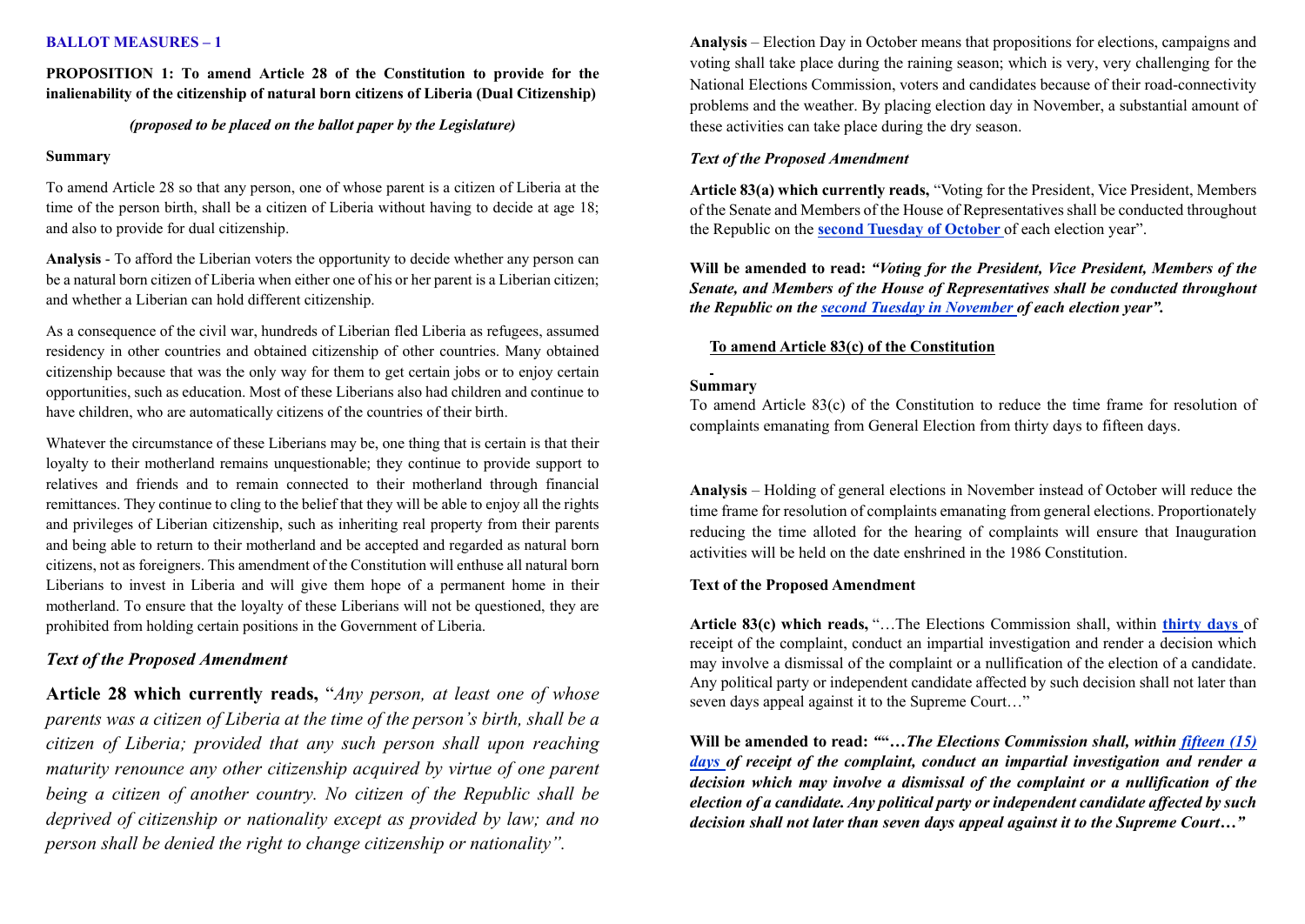**BALLOT MEASURES – 1**

**PROPOSITION 1: To amend Article 28 of the Constitution to provide for the inalienability of the citizenship of natural born citizens of Liberia (Dual Citizenship)**

***(proposed to be placed on the ballot paper by the Legislature)***

**Summary**

To amend Article 28 so that any person, one of whose parent is a citizen of Liberia at the time of the person birth, shall be a citizen of Liberia without having to decide at age 18; and also to provide for dual citizenship.

**Analysis** - To afford the Liberian voters the opportunity to decide whether any person can be a natural born citizen of Liberia when either one of his or her parent is a Liberian citizen; and whether a Liberian can hold different citizenship.

As a consequence of the civil war, hundreds of Liberian fled Liberia as refugees, assumed residency in other countries and obtained citizenship of other countries. Many obtained citizenship because that was the only way for them to get certain jobs or to enjoy certain opportunities, such as education. Most of these Liberians also had children and continue to have children, who are automatically citizens of the countries of their birth.

Whatever the circumstance of these Liberians may be, one thing that is certain is that their loyalty to their motherland remains unquestionable; they continue to provide support to relatives and friends and to remain connected to their motherland through financial remittances. They continue to cling to the belief that they will be able to enjoy all the rights and privileges of Liberian citizenship, such as inheriting real property from their parents and being able to return to their motherland and be accepted and regarded as natural born citizens, not as foreigners. This amendment of the Constitution will enthuse all natural born Liberians to invest in Liberia and will give them hope of a permanent home in their motherland. To ensure that the loyalty of these Liberians will not be questioned, they are prohibited from holding certain positions in the Government of Liberia.

***Text of the Proposed Amendment***

**Article 28 which currently reads,** "*Any person, at least one of whose parents was a citizen of Liberia at the time of the person's birth, shall be a citizen of Liberia; provided that any such person shall upon reaching maturity renounce any other citizenship acquired by virtue of one parent being a citizen of another country. No citizen of the Republic shall be deprived of citizenship or nationality except as provided by law; and no person shall be denied the right to change citizenship or nationality".*

**Analysis** – Election Day in October means that propositions for elections, campaigns and voting shall take place during the raining season; which is very, very challenging for the National Elections Commission, voters and candidates because of their road-connectivity problems and the weather. By placing election day in November, a substantial amount of these activities can take place during the dry season.

***Text of the Proposed Amendment***

**Article 83(a) which currently reads,** "Voting for the President, Vice President, Members of the Senate and Members of the House of Representatives shall be conducted throughout the Republic on the **second Tuesday of October** of each election year".

**Will be amended to read:** ***"Voting for the President, Vice President, Members of the Senate, and Members of the House of Representatives shall be conducted throughout the Republic on the second Tuesday in November of each election year".***

**To amend Article 83(c) of the Constitution**

**Summary**

To amend Article 83(c) of the Constitution to reduce the time frame for resolution of complaints emanating from General Election from thirty days to fifteen days.

**Analysis** – Holding of general elections in November instead of October will reduce the time frame for resolution of complaints emanating from general elections. Proportionately reducing the time alloted for the hearing of complaints will ensure that Inauguration activities will be held on the date enshrined in the 1986 Constitution.

**Text of the Proposed Amendment**

**Article 83(c) which reads,** "…The Elections Commission shall, within **thirty days** of receipt of the complaint, conduct an impartial investigation and render a decision which may involve a dismissal of the complaint or a nullification of the election of a candidate. Any political party or independent candidate affected by such decision shall not later than seven days appeal against it to the Supreme Court…"

**Will be amended to read:** ***""…The Elections Commission shall, within fifteen (15) days of receipt of the complaint, conduct an impartial investigation and render a decision which may involve a dismissal of the complaint or a nullification of the election of a candidate. Any political party or independent candidate affected by such decision shall not later than seven days appeal against it to the Supreme Court…"***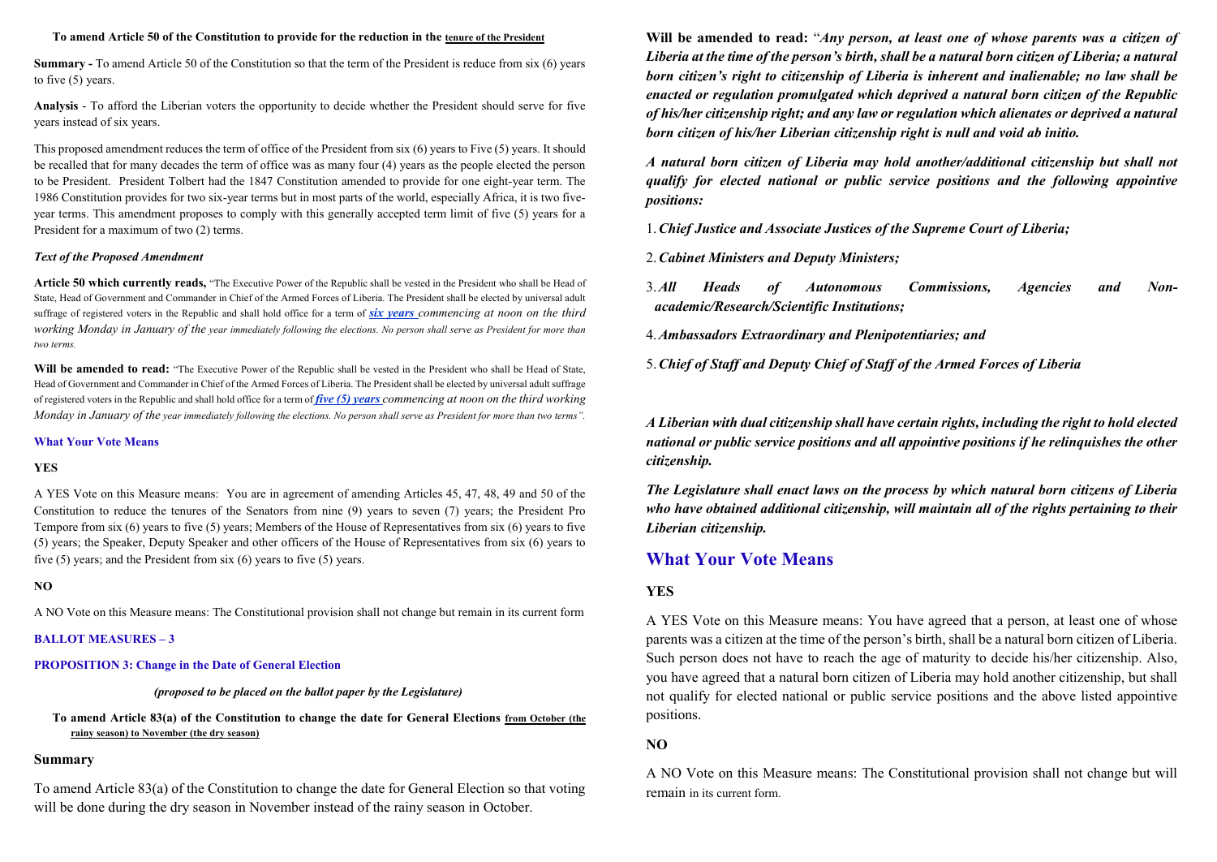**To amend Article 50 of the Constitution to provide for the reduction in the <u>tenure of the President</u>**

**Summary -** To amend Article 50 of the Constitution so that the term of the President is reduce from six (6) years to five (5) years.

**Analysis** - To afford the Liberian voters the opportunity to decide whether the President should serve for five years instead of six years.

This proposed amendment reduces the term of office of the President from six (6) years to Five (5) years. It should be recalled that for many decades the term of office was as many four (4) years as the people elected the person to be President. President Tolbert had the 1847 Constitution amended to provide for one eight-year term. The 1986 Constitution provides for two six-year terms but in most parts of the world, especially Africa, it is two five-year terms. This amendment proposes to comply with this generally accepted term limit of five (5) years for a President for a maximum of two (2) terms.

***Text of the Proposed Amendment***

**Article 50 which currently reads,** "The Executive Power of the Republic shall be vested in the President who shall be Head of State, Head of Government and Commander in Chief of the Armed Forces of Liberia. The President shall be elected by universal adult suffrage of registered voters in the Republic and shall hold office for a term of ***<u>six years</u>*** *commencing at noon on the third working Monday in January of the year immediately following the elections. No person shall serve as President for more than two terms.*

**Will be amended to read:** "The Executive Power of the Republic shall be vested in the President who shall be Head of State, Head of Government and Commander in Chief of the Armed Forces of Liberia. The President shall be elected by universal adult suffrage of registered voters in the Republic and shall hold office for a term of ***<u>five (5) years</u>*** *commencing at noon on the third working Monday in January of the year immediately following the elections. No person shall serve as President for more than two terms".*

**What Your Vote Means**

**YES**

A YES Vote on this Measure means: You are in agreement of amending Articles 45, 47, 48, 49 and 50 of the Constitution to reduce the tenures of the Senators from nine (9) years to seven (7) years; the President Pro Tempore from six (6) years to five (5) years; Members of the House of Representatives from six (6) years to five (5) years; the Speaker, Deputy Speaker and other officers of the House of Representatives from six (6) years to five (5) years; and the President from six (6) years to five (5) years.

**NO**

A NO Vote on this Measure means: The Constitutional provision shall not change but remain in its current form

**BALLOT MEASURES – 3**

**PROPOSITION 3: Change in the Date of General Election**

***(proposed to be placed on the ballot paper by the Legislature)***

**To amend Article 83(a) of the Constitution to change the date for General Elections <u>from October (the rainy season) to November (the dry season)</u>**

**Summary**

To amend Article 83(a) of the Constitution to change the date for General Election so that voting will be done during the dry season in November instead of the rainy season in October.

**Will be amended to read:** "***Any person, at least one of whose parents was a citizen of Liberia at the time of the person's birth, shall be a natural born citizen of Liberia; a natural born citizen's right to citizenship of Liberia is inherent and inalienable; no law shall be enacted or regulation promulgated which deprived a natural born citizen of the Republic of his/her citizenship right; and any law or regulation which alienates or deprived a natural born citizen of his/her Liberian citizenship right is null and void ab initio.***

***A natural born citizen of Liberia may hold another/additional citizenship but shall not qualify for elected national or public service positions and the following appointive positions:***

1. ***Chief Justice and Associate Justices of the Supreme Court of Liberia;***
2. ***Cabinet Ministers and Deputy Ministers;***
3. ***All Heads of Autonomous Commissions, Agencies and Non-academic/Research/Scientific Institutions;***
4. ***Ambassadors Extraordinary and Plenipotentiaries; and***
5. ***Chief of Staff and Deputy Chief of Staff of the Armed Forces of Liberia***

***A Liberian with dual citizenship shall have certain rights, including the right to hold elected national or public service positions and all appointive positions if he relinquishes the other citizenship.***

***The Legislature shall enact laws on the process by which natural born citizens of Liberia who have obtained additional citizenship, will maintain all of the rights pertaining to their Liberian citizenship.***

## What Your Vote Means

**YES**

A YES Vote on this Measure means: You have agreed that a person, at least one of whose parents was a citizen at the time of the person's birth, shall be a natural born citizen of Liberia. Such person does not have to reach the age of maturity to decide his/her citizenship. Also, you have agreed that a natural born citizen of Liberia may hold another citizenship, but shall not qualify for elected national or public service positions and the above listed appointive positions.

**NO**

A NO Vote on this Measure means: The Constitutional provision shall not change but will remain in its current form.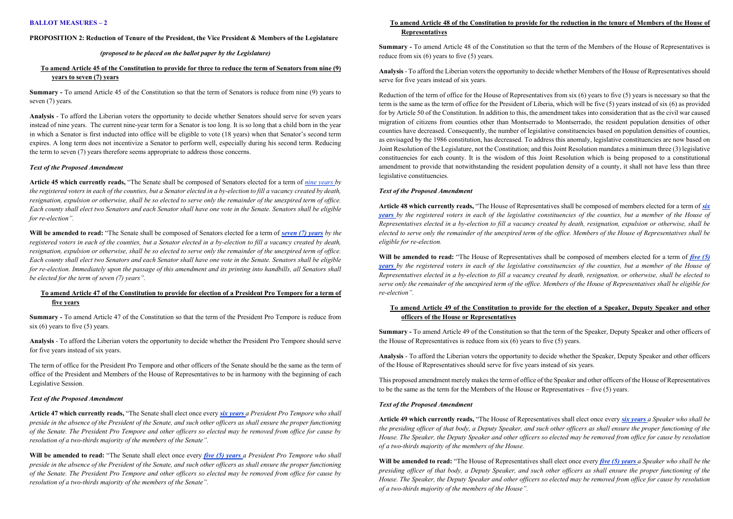**BALLOT MEASURES – 2**

**PROPOSITION 2: Reduction of Tenure of the President, the Vice President & Members of the Legislature**

***(proposed to be placed on the ballot paper by the Legislature)***

## To amend Article 45 of the Constitution to provide for three to reduce the term of Senators from nine (9) years to seven (7) years

**Summary -** To amend Article 45 of the Constitution so that the term of Senators is reduce from nine (9) years to seven (7) years.

**Analysis** - To afford the Liberian voters the opportunity to decide whether Senators should serve for seven years instead of nine years. The current nine-year term for a Senator is too long. It is so long that a child born in the year in which a Senator is first inducted into office will be eligible to vote (18 years) when that Senator's second term expires. A long term does not incentivize a Senator to perform well, especially during his second term. Reducing the term to seven (7) years therefore seems appropriate to address those concerns.

***Text of the Proposed Amendment***

**Article 45 which currently reads,** "The Senate shall be composed of Senators elected for a term of *nine years by the registered voters in each of the counties, but a Senator elected in a by-election to fill a vacancy created by death, resignation, expulsion or otherwise, shall be so elected to serve only the remainder of the unexpired term of office. Each county shall elect two Senators and each Senator shall have one vote in the Senate. Senators shall be eligible for re-election".*

**Will be amended to read:** "The Senate shall be composed of Senators elected for a term of ***seven (7) years*** *by the registered voters in each of the counties, but a Senator elected in a by-election to fill a vacancy created by death, resignation, expulsion or otherwise, shall be so elected to serve only the remainder of the unexpired term of office. Each county shall elect two Senators and each Senator shall have one vote in the Senate. Senators shall be eligible for re-election. Immediately upon the passage of this amendment and its printing into handbills, all Senators shall be elected for the term of seven (7) years".*

## To amend Article 47 of the Constitution to provide for election of a President Pro Tempore for a term of five years

**Summary -** To amend Article 47 of the Constitution so that the term of the President Pro Tempore is reduce from six (6) years to five (5) years.

**Analysis** - To afford the Liberian voters the opportunity to decide whether the President Pro Tempore should serve for five years instead of six years.

The term of office for the President Pro Tempore and other officers of the Senate should be the same as the term of office of the President and Members of the House of Representatives to be in harmony with the beginning of each Legislative Session.

***Text of the Proposed Amendment***

**Article 47 which currently reads,** "The Senate shall elect once every ***six years*** *a President Pro Tempore who shall preside in the absence of the President of the Senate, and such other officers as shall ensure the proper functioning of the Senate. The President Pro Tempore and other officers so elected may be removed from office for cause by resolution of a two-thirds majority of the members of the Senate".*

**Will be amended to read:** "The Senate shall elect once every ***five (5) years*** *a President Pro Tempore who shall preside in the absence of the President of the Senate, and such other officers as shall ensure the proper functioning of the Senate. The President Pro Tempore and other officers so elected may be removed from office for cause by resolution of a two-thirds majority of the members of the Senate".*

## To amend Article 48 of the Constitution to provide for the reduction in the tenure of Members of the House of Representatives

**Summary -** To amend Article 48 of the Constitution so that the term of the Members of the House of Representatives is reduce from six (6) years to five (5) years.

**Analysis** - To afford the Liberian voters the opportunity to decide whether Members of the House of Representatives should serve for five years instead of six years.

Reduction of the term of office for the House of Representatives from six (6) years to five (5) years is necessary so that the term is the same as the term of office for the President of Liberia, which will be five (5) years instead of six (6) as provided for by Article 50 of the Constitution. In addition to this, the amendment takes into consideration that as the civil war caused migration of citizens from counties other than Montserrado to Montserrado, the resident population densities of other counties have decreased. Consequently, the number of legislative constituencies based on population densities of counties, as envisaged by the 1986 constitution, has decreased. To address this anomaly, legislative constituencies are now based on Joint Resolution of the Legislature, not the Constitution; and this Joint Resolution mandates a minimum three (3) legislative constituencies for each county. It is the wisdom of this Joint Resolution which is being proposed to a constitutional amendment to provide that notwithstanding the resident population density of a county, it shall not have less than three legislative constituencies.

***Text of the Proposed Amendment***

**Article 48 which currently reads,** "The House of Representatives shall be composed of members elected for a term of ***six years*** *by the registered voters in each of the legislative constituencies of the counties, but a member of the House of Representatives elected in a by-election to fill a vacancy created by death, resignation, expulsion or otherwise, shall be elected to serve only the remainder of the unexpired term of the office. Members of the House of Representatives shall be eligible for re-election.*

**Will be amended to read:** "The House of Representatives shall be composed of members elected for a term of ***five (5) years*** *by the registered voters in each of the legislative constituencies of the counties, but a member of the House of Representatives elected in a by-election to fill a vacancy created by death, resignation, or otherwise, shall be elected to serve only the remainder of the unexpired term of the office. Members of the House of Representatives shall be eligible for re-election".*

## To amend Article 49 of the Constitution to provide for the election of a Speaker, Deputy Speaker and other officers of the House of Representatives

**Summary -** To amend Article 49 of the Constitution so that the term of the Speaker, Deputy Speaker and other officers of the House of Representatives is reduce from six (6) years to five (5) years.

**Analysis** - To afford the Liberian voters the opportunity to decide whether the Speaker, Deputy Speaker and other officers of the House of Representatives should serve for five years instead of six years.

This proposed amendment merely makes the term of office of the Speaker and other officers of the House of Representatives to be the same as the term for the Members of the House or Representatives – five (5) years.

***Text of the Proposed Amendment***

**Article 49 which currently reads,** "The House of Representatives shall elect once every ***six years*** *a Speaker who shall be the presiding officer of that body, a Deputy Speaker, and such other officers as shall ensure the proper functioning of the House. The Speaker, the Deputy Speaker and other officers so elected may be removed from office for cause by resolution of a two-thirds majority of the members of the House.*

**Will be amended to read:** "The House of Representatives shall elect once every ***five (5) years*** *a Speaker who shall be the presiding officer of that body, a Deputy Speaker, and such other officers as shall ensure the proper functioning of the House. The Speaker, the Deputy Speaker and other officers so elected may be removed from office for cause by resolution of a two-thirds majority of the members of the House".*